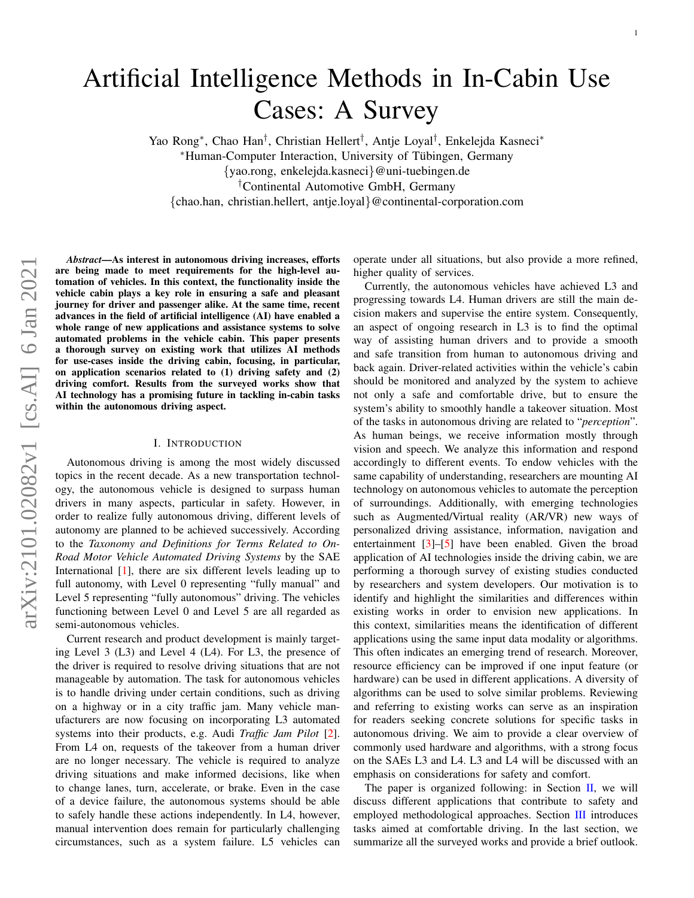# Artificial Intelligence Methods in In-Cabin Use Cases: A Survey

Yao Rong[*], Chao Han[†], Christian Hellert[†], Antje Loyal[†], Enkelejda Kasneci[*]

[*]Human-Computer Interaction, University of Tübingen, Germany

{yao.rong, enkelejda.kasneci}@uni-tuebingen.de

[†]Continental Automotive GmbH, Germany

{chao.han, christian.hellert, antje.loyal}@continental-corporation.com

***Abstract*—As interest in autonomous driving increases, efforts are being made to meet requirements for the high-level automation of vehicles. In this context, the functionality inside the vehicle cabin plays a key role in ensuring a safe and pleasant journey for driver and passenger alike. At the same time, recent advances in the field of artificial intelligence (AI) have enabled a whole range of new applications and assistance systems to solve automated problems in the vehicle cabin. This paper presents a thorough survey on existing work that utilizes AI methods for use-cases inside the driving cabin, focusing, in particular, on application scenarios related to (1) driving safety and (2) driving comfort. Results from the surveyed works show that AI technology has a promising future in tackling in-cabin tasks within the autonomous driving aspect.**

## I. Introduction

Autonomous driving is among the most widely discussed topics in the recent decade. As a new transportation technology, the autonomous vehicle is designed to surpass human drivers in many aspects, particular in safety. However, in order to realize fully autonomous driving, different levels of autonomy are planned to be achieved successively. According to the *Taxonomy and Definitions for Terms Related to On-Road Motor Vehicle Automated Driving Systems* by the SAE International [1], there are six different levels leading up to full autonomy, with Level 0 representing "fully manual" and Level 5 representing "fully autonomous" driving. The vehicles functioning between Level 0 and Level 5 are all regarded as semi-autonomous vehicles.

Current research and product development is mainly targeting Level 3 (L3) and Level 4 (L4). For L3, the presence of the driver is required to resolve driving situations that are not manageable by automation. The task for autonomous vehicles is to handle driving under certain conditions, such as driving on a highway or in a city traffic jam. Many vehicle manufacturers are now focusing on incorporating L3 automated systems into their products, e.g. Audi *Traffic Jam Pilot* [2]. From L4 on, requests of the takeover from a human driver are no longer necessary. The vehicle is required to analyze driving situations and make informed decisions, like when to change lanes, turn, accelerate, or brake. Even in the case of a device failure, the autonomous systems should be able to safely handle these actions independently. In L4, however, manual intervention does remain for particularly challenging circumstances, such as a system failure. L5 vehicles can operate under all situations, but also provide a more refined, higher quality of services.

Currently, the autonomous vehicles have achieved L3 and progressing towards L4. Human drivers are still the main decision makers and supervise the entire system. Consequently, an aspect of ongoing research in L3 is to find the optimal way of assisting human drivers and to provide a smooth and safe transition from human to autonomous driving and back again. Driver-related activities within the vehicle's cabin should be monitored and analyzed by the system to achieve not only a safe and comfortable drive, but to ensure the system's ability to smoothly handle a takeover situation. Most of the tasks in autonomous driving are related to "*perception*". As human beings, we receive information mostly through vision and speech. We analyze this information and respond accordingly to different events. To endow vehicles with the same capability of understanding, researchers are mounting AI technology on autonomous vehicles to automate the perception of surroundings. Additionally, with emerging technologies such as Augmented/Virtual reality (AR/VR) new ways of personalized driving assistance, information, navigation and entertainment [3]–[5] have been enabled. Given the broad application of AI technologies inside the driving cabin, we are performing a thorough survey of existing studies conducted by researchers and system developers. Our motivation is to identify and highlight the similarities and differences within existing works in order to envision new applications. In this context, similarities means the identification of different applications using the same input data modality or algorithms. This often indicates an emerging trend of research. Moreover, resource efficiency can be improved if one input feature (or hardware) can be used in different applications. A diversity of algorithms can be used to solve similar problems. Reviewing and referring to existing works can serve as an inspiration for readers seeking concrete solutions for specific tasks in autonomous driving. We aim to provide a clear overview of commonly used hardware and algorithms, with a strong focus on the SAEs L3 and L4. L3 and L4 will be discussed with an emphasis on considerations for safety and comfort.

The paper is organized following: in Section II, we will discuss different applications that contribute to safety and employed methodological approaches. Section III introduces tasks aimed at comfortable driving. In the last section, we summarize all the surveyed works and provide a brief outlook.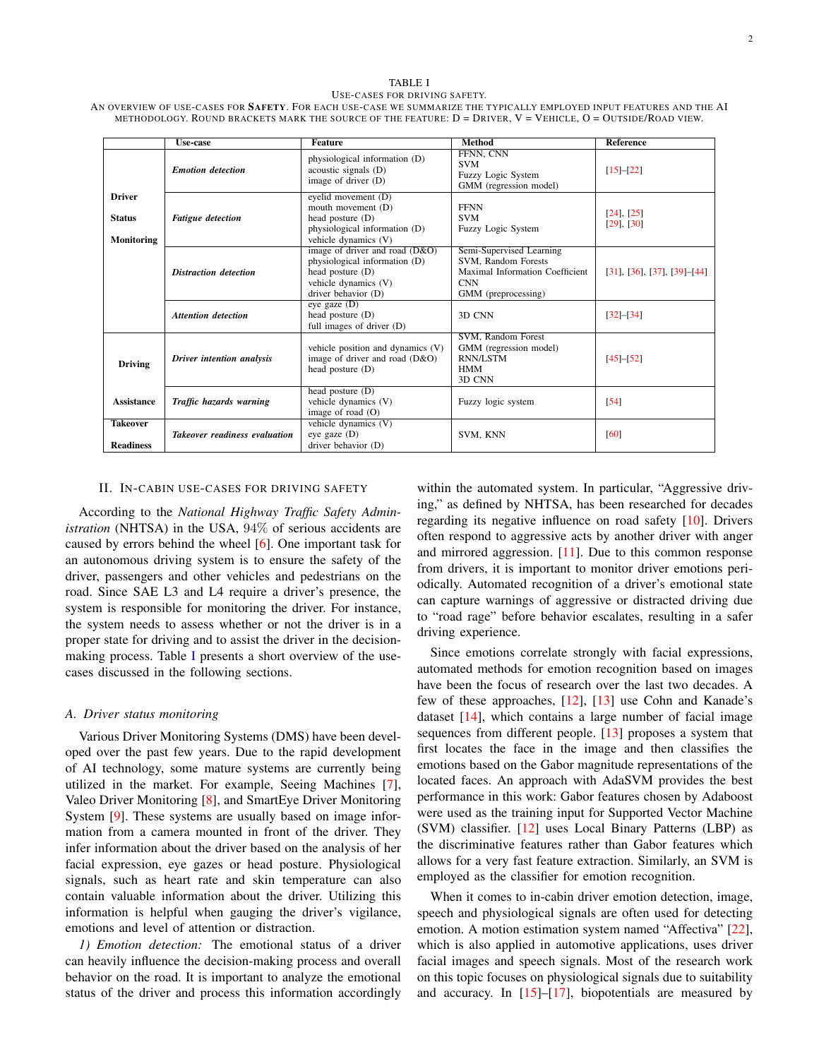TABLE I
USE-CASES FOR DRIVING SAFETY.
AN OVERVIEW OF USE-CASES FOR **SAFETY**. FOR EACH USE-CASE WE SUMMARIZE THE TYPICALLY EMPLOYED INPUT FEATURES AND THE AI METHODOLOGY. ROUND BRACKETS MARK THE SOURCE OF THE FEATURE: D = DRIVER, V = VEHICLE, O = OUTSIDE/ROAD VIEW.

| | Use-case | Feature | Method | Reference |
|---|---|---|---|---|
| **Driver Status Monitoring** | ***Emotion detection*** | physiological information (D)<br>acoustic signals (D)<br>image of driver (D) | FFNN, CNN<br>SVM<br>Fuzzy Logic System<br>GMM (regression model) | [15]–[22] |
| | ***Fatigue detection*** | eyelid movement (D)<br>mouth movement (D)<br>head posture (D)<br>physiological information (D)<br>vehicle dynamics (V) | FFNN<br>SVM<br>Fuzzy Logic System | [24], [25]<br>[29], [30] |
| | ***Distraction detection*** | image of driver and road (D&O)<br>physiological information (D)<br>head posture (D)<br>vehicle dynamics (V)<br>driver behavior (D) | Semi-Supervised Learning<br>SVM, Random Forests<br>Maximal Information Coefficient<br>CNN<br>GMM (preprocessing) | [31], [36], [37], [39]–[44] |
| | ***Attention detection*** | eye gaze (D)<br>head posture (D)<br>full images of driver (D) | 3D CNN | [32]–[34] |
| **Driving Assistance** | ***Driver intention analysis*** | vehicle position and dynamics (V)<br>image of driver and road (D&O)<br>head posture (D) | SVM, Random Forest<br>GMM (regression model)<br>RNN/LSTM<br>HMM<br>3D CNN | [45]–[52] |
| | ***Traffic hazards warning*** | head posture (D)<br>vehicle dynamics (V)<br>image of road (O) | Fuzzy logic system | [54] |
| **Takeover Readiness** | ***Takeover readiness evaluation*** | vehicle dynamics (V)<br>eye gaze (D)<br>driver behavior (D) | SVM, KNN | [60] |

## II. IN-CABIN USE-CASES FOR DRIVING SAFETY

According to the *National Highway Traffic Safety Administration* (NHTSA) in the USA, 94% of serious accidents are caused by errors behind the wheel [6]. One important task for an autonomous driving system is to ensure the safety of the driver, passengers and other vehicles and pedestrians on the road. Since SAE L3 and L4 require a driver's presence, the system is responsible for monitoring the driver. For instance, the system needs to assess whether or not the driver is in a proper state for driving and to assist the driver in the decision-making process. Table I presents a short overview of the use-cases discussed in the following sections.

### A. Driver status monitoring

Various Driver Monitoring Systems (DMS) have been developed over the past few years. Due to the rapid development of AI technology, some mature systems are currently being utilized in the market. For example, Seeing Machines [7], Valeo Driver Monitoring [8], and SmartEye Driver Monitoring System [9]. These systems are usually based on image information from a camera mounted in front of the driver. They infer information about the driver based on the analysis of her facial expression, eye gazes or head posture. Physiological signals, such as heart rate and skin temperature can also contain valuable information about the driver. Utilizing this information is helpful when gauging the driver's vigilance, emotions and level of attention or distraction.

*1) Emotion detection:* The emotional status of a driver can heavily influence the decision-making process and overall behavior on the road. It is important to analyze the emotional status of the driver and process this information accordingly within the automated system. In particular, "Aggressive driving," as defined by NHTSA, has been researched for decades regarding its negative influence on road safety [10]. Drivers often respond to aggressive acts by another driver with anger and mirrored aggression. [11]. Due to this common response from drivers, it is important to monitor driver emotions periodically. Automated recognition of a driver's emotional state can capture warnings of aggressive or distracted driving due to "road rage" before behavior escalates, resulting in a safer driving experience.

Since emotions correlate strongly with facial expressions, automated methods for emotion recognition based on images have been the focus of research over the last two decades. A few of these approaches, [12], [13] use Cohn and Kanade's dataset [14], which contains a large number of facial image sequences from different people. [13] proposes a system that first locates the face in the image and then classifies the emotions based on the Gabor magnitude representations of the located faces. An approach with AdaSVM provides the best performance in this work: Gabor features chosen by Adaboost were used as the training input for Supported Vector Machine (SVM) classifier. [12] uses Local Binary Patterns (LBP) as the discriminative features rather than Gabor features which allows for a very fast feature extraction. Similarly, an SVM is employed as the classifier for emotion recognition.

When it comes to in-cabin driver emotion detection, image, speech and physiological signals are often used for detecting emotion. A motion estimation system named "Affectiva" [22], which is also applied in automotive applications, uses driver facial images and speech signals. Most of the research work on this topic focuses on physiological signals due to suitability and accuracy. In [15]–[17], biopotentials are measured by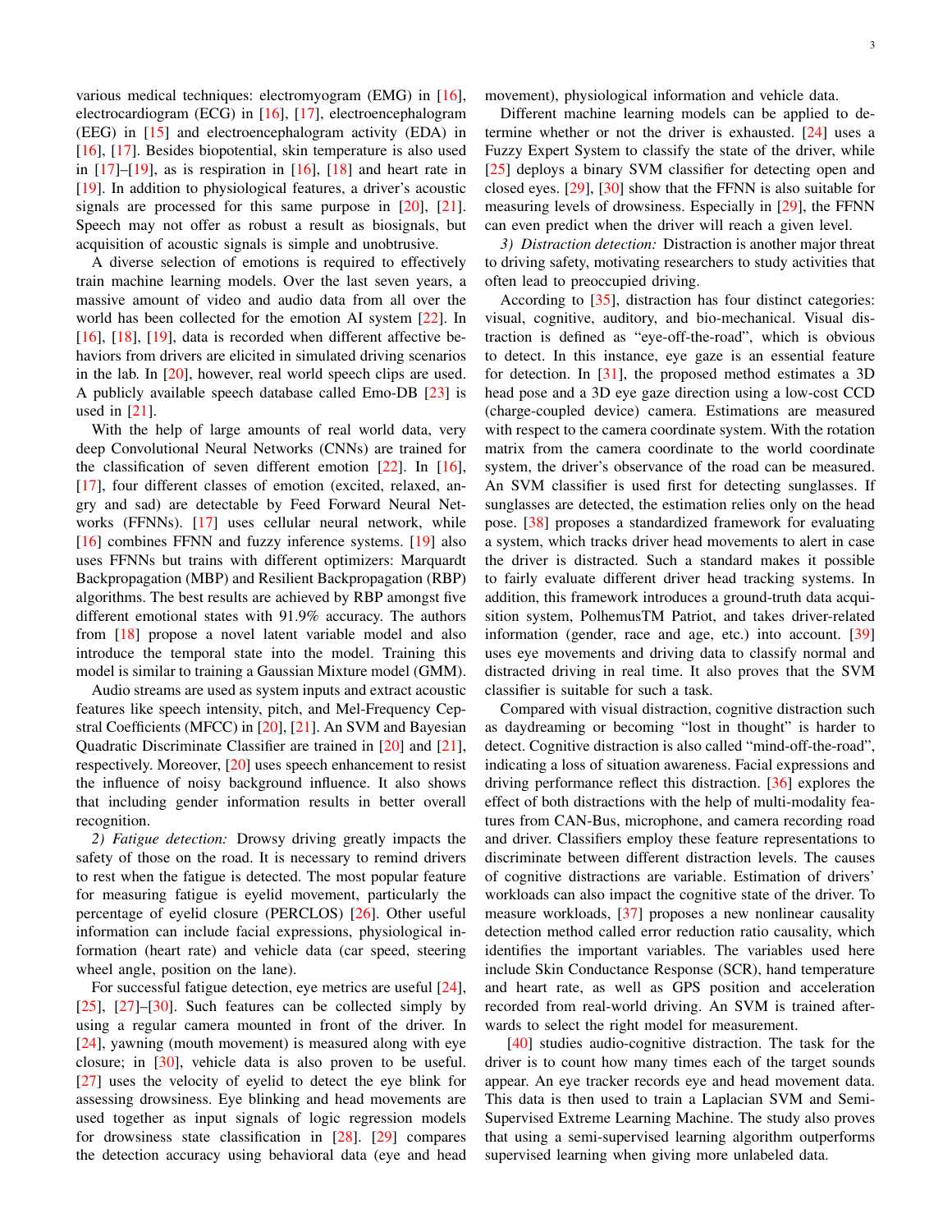various medical techniques: electromyogram (EMG) in [16], electrocardiogram (ECG) in [16], [17], electroencephalogram (EEG) in [15] and electroencephalogram activity (EDA) in [16], [17]. Besides biopotential, skin temperature is also used in [17]–[19], as is respiration in [16], [18] and heart rate in [19]. In addition to physiological features, a driver's acoustic signals are processed for this same purpose in [20], [21]. Speech may not offer as robust a result as biosignals, but acquisition of acoustic signals is simple and unobtrusive.

A diverse selection of emotions is required to effectively train machine learning models. Over the last seven years, a massive amount of video and audio data from all over the world has been collected for the emotion AI system [22]. In [16], [18], [19], data is recorded when different affective behaviors from drivers are elicited in simulated driving scenarios in the lab. In [20], however, real world speech clips are used. A publicly available speech database called Emo-DB [23] is used in [21].

With the help of large amounts of real world data, very deep Convolutional Neural Networks (CNNs) are trained for the classification of seven different emotion [22]. In [16], [17], four different classes of emotion (excited, relaxed, angry and sad) are detectable by Feed Forward Neural Networks (FFNNs). [17] uses cellular neural network, while [16] combines FFNN and fuzzy inference systems. [19] also uses FFNNs but trains with different optimizers: Marquardt Backpropagation (MBP) and Resilient Backpropagation (RBP) algorithms. The best results are achieved by RBP amongst five different emotional states with 91.9% accuracy. The authors from [18] propose a novel latent variable model and also introduce the temporal state into the model. Training this model is similar to training a Gaussian Mixture model (GMM).

Audio streams are used as system inputs and extract acoustic features like speech intensity, pitch, and Mel-Frequency Cepstral Coefficients (MFCC) in [20], [21]. An SVM and Bayesian Quadratic Discriminate Classifier are trained in [20] and [21], respectively. Moreover, [20] uses speech enhancement to resist the influence of noisy background influence. It also shows that including gender information results in better overall recognition.

*2) Fatigue detection:* Drowsy driving greatly impacts the safety of those on the road. It is necessary to remind drivers to rest when the fatigue is detected. The most popular feature for measuring fatigue is eyelid movement, particularly the percentage of eyelid closure (PERCLOS) [26]. Other useful information can include facial expressions, physiological information (heart rate) and vehicle data (car speed, steering wheel angle, position on the lane).

For successful fatigue detection, eye metrics are useful [24], [25], [27]–[30]. Such features can be collected simply by using a regular camera mounted in front of the driver. In [24], yawning (mouth movement) is measured along with eye closure; in [30], vehicle data is also proven to be useful. [27] uses the velocity of eyelid to detect the eye blink for assessing drowsiness. Eye blinking and head movements are used together as input signals of logic regression models for drowsiness state classification in [28]. [29] compares the detection accuracy using behavioral data (eye and head movement), physiological information and vehicle data.

Different machine learning models can be applied to determine whether or not the driver is exhausted. [24] uses a Fuzzy Expert System to classify the state of the driver, while [25] deploys a binary SVM classifier for detecting open and closed eyes. [29], [30] show that the FFNN is also suitable for measuring levels of drowsiness. Especially in [29], the FFNN can even predict when the driver will reach a given level.

*3) Distraction detection:* Distraction is another major threat to driving safety, motivating researchers to study activities that often lead to preoccupied driving.

According to [35], distraction has four distinct categories: visual, cognitive, auditory, and bio-mechanical. Visual distraction is defined as "eye-off-the-road", which is obvious to detect. In this instance, eye gaze is an essential feature for detection. In [31], the proposed method estimates a 3D head pose and a 3D eye gaze direction using a low-cost CCD (charge-coupled device) camera. Estimations are measured with respect to the camera coordinate system. With the rotation matrix from the camera coordinate to the world coordinate system, the driver's observance of the road can be measured. An SVM classifier is used first for detecting sunglasses. If sunglasses are detected, the estimation relies only on the head pose. [38] proposes a standardized framework for evaluating a system, which tracks driver head movements to alert in case the driver is distracted. Such a standard makes it possible to fairly evaluate different driver head tracking systems. In addition, this framework introduces a ground-truth data acquisition system, PolhemusTM Patriot, and takes driver-related information (gender, race and age, etc.) into account. [39] uses eye movements and driving data to classify normal and distracted driving in real time. It also proves that the SVM classifier is suitable for such a task.

Compared with visual distraction, cognitive distraction such as daydreaming or becoming "lost in thought" is harder to detect. Cognitive distraction is also called "mind-off-the-road", indicating a loss of situation awareness. Facial expressions and driving performance reflect this distraction. [36] explores the effect of both distractions with the help of multi-modality features from CAN-Bus, microphone, and camera recording road and driver. Classifiers employ these feature representations to discriminate between different distraction levels. The causes of cognitive distractions are variable. Estimation of drivers' workloads can also impact the cognitive state of the driver. To measure workloads, [37] proposes a new nonlinear causality detection method called error reduction ratio causality, which identifies the important variables. The variables used here include Skin Conductance Response (SCR), hand temperature and heart rate, as well as GPS position and acceleration recorded from real-world driving. An SVM is trained afterwards to select the right model for measurement.

[40] studies audio-cognitive distraction. The task for the driver is to count how many times each of the target sounds appear. An eye tracker records eye and head movement data. This data is then used to train a Laplacian SVM and Semi-Supervised Extreme Learning Machine. The study also proves that using a semi-supervised learning algorithm outperforms supervised learning when giving more unlabeled data.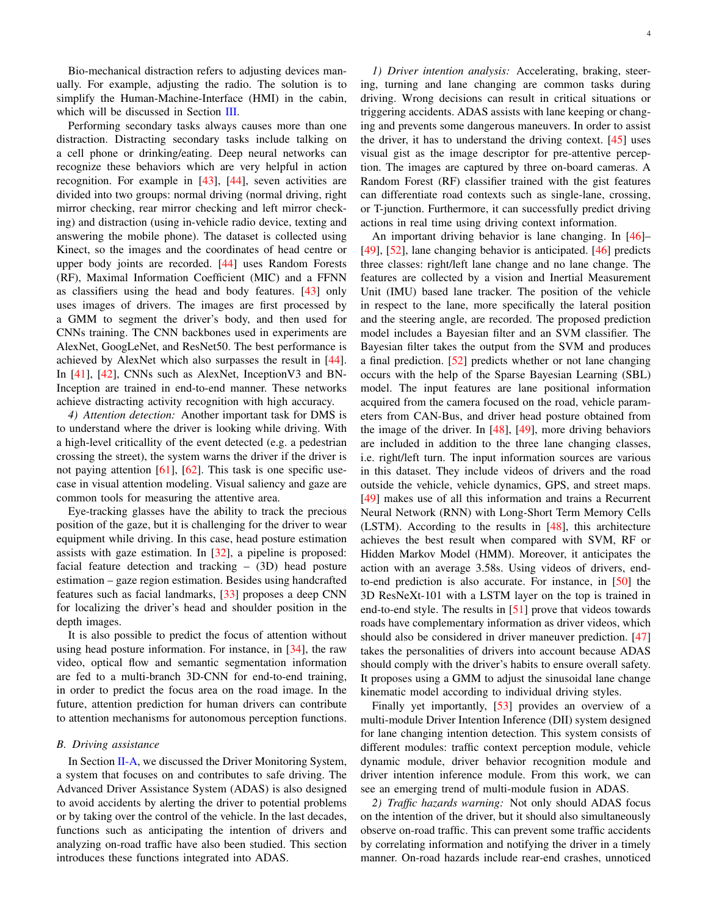Bio-mechanical distraction refers to adjusting devices manually. For example, adjusting the radio. The solution is to simplify the Human-Machine-Interface (HMI) in the cabin, which will be discussed in Section III.

Performing secondary tasks always causes more than one distraction. Distracting secondary tasks include talking on a cell phone or drinking/eating. Deep neural networks can recognize these behaviors which are very helpful in action recognition. For example in [43], [44], seven activities are divided into two groups: normal driving (normal driving, right mirror checking, rear mirror checking and left mirror checking) and distraction (using in-vehicle radio device, texting and answering the mobile phone). The dataset is collected using Kinect, so the images and the coordinates of head centre or upper body joints are recorded. [44] uses Random Forests (RF), Maximal Information Coefficient (MIC) and a FFNN as classifiers using the head and body features. [43] only uses images of drivers. The images are first processed by a GMM to segment the driver's body, and then used for CNNs training. The CNN backbones used in experiments are AlexNet, GoogLeNet, and ResNet50. The best performance is achieved by AlexNet which also surpasses the result in [44]. In [41], [42], CNNs such as AlexNet, InceptionV3 and BN-Inception are trained in end-to-end manner. These networks achieve distracting activity recognition with high accuracy.

*4) Attention detection:* Another important task for DMS is to understand where the driver is looking while driving. With a high-level criticallity of the event detected (e.g. a pedestrian crossing the street), the system warns the driver if the driver is not paying attention [61], [62]. This task is one specific use-case in visual attention modeling. Visual saliency and gaze are common tools for measuring the attentive area.

Eye-tracking glasses have the ability to track the precious position of the gaze, but it is challenging for the driver to wear equipment while driving. In this case, head posture estimation assists with gaze estimation. In [32], a pipeline is proposed: facial feature detection and tracking – (3D) head posture estimation – gaze region estimation. Besides using handcrafted features such as facial landmarks, [33] proposes a deep CNN for localizing the driver's head and shoulder position in the depth images.

It is also possible to predict the focus of attention without using head posture information. For instance, in [34], the raw video, optical flow and semantic segmentation information are fed to a multi-branch 3D-CNN for end-to-end training, in order to predict the focus area on the road image. In the future, attention prediction for human drivers can contribute to attention mechanisms for autonomous perception functions.

### B. Driving assistance

In Section II-A, we discussed the Driver Monitoring System, a system that focuses on and contributes to safe driving. The Advanced Driver Assistance System (ADAS) is also designed to avoid accidents by alerting the driver to potential problems or by taking over the control of the vehicle. In the last decades, functions such as anticipating the intention of drivers and analyzing on-road traffic have also been studied. This section introduces these functions integrated into ADAS.

*1) Driver intention analysis:* Accelerating, braking, steering, turning and lane changing are common tasks during driving. Wrong decisions can result in critical situations or triggering accidents. ADAS assists with lane keeping or changing and prevents some dangerous maneuvers. In order to assist the driver, it has to understand the driving context. [45] uses visual gist as the image descriptor for pre-attentive perception. The images are captured by three on-board cameras. A Random Forest (RF) classifier trained with the gist features can differentiate road contexts such as single-lane, crossing, or T-junction. Furthermore, it can successfully predict driving actions in real time using driving context information.

An important driving behavior is lane changing. In [46]–[49], [52], lane changing behavior is anticipated. [46] predicts three classes: right/left lane change and no lane change. The features are collected by a vision and Inertial Measurement Unit (IMU) based lane tracker. The position of the vehicle in respect to the lane, more specifically the lateral position and the steering angle, are recorded. The proposed prediction model includes a Bayesian filter and an SVM classifier. The Bayesian filter takes the output from the SVM and produces a final prediction. [52] predicts whether or not lane changing occurs with the help of the Sparse Bayesian Learning (SBL) model. The input features are lane positional information acquired from the camera focused on the road, vehicle parameters from CAN-Bus, and driver head posture obtained from the image of the driver. In [48], [49], more driving behaviors are included in addition to the three lane changing classes, i.e. right/left turn. The input information sources are various in this dataset. They include videos of drivers and the road outside the vehicle, vehicle dynamics, GPS, and street maps. [49] makes use of all this information and trains a Recurrent Neural Network (RNN) with Long-Short Term Memory Cells (LSTM). According to the results in [48], this architecture achieves the best result when compared with SVM, RF or Hidden Markov Model (HMM). Moreover, it anticipates the action with an average 3.58s. Using videos of drivers, end-to-end prediction is also accurate. For instance, in [50] the 3D ResNeXt-101 with a LSTM layer on the top is trained in end-to-end style. The results in [51] prove that videos towards roads have complementary information as driver videos, which should also be considered in driver maneuver prediction. [47] takes the personalities of drivers into account because ADAS should comply with the driver's habits to ensure overall safety. It proposes using a GMM to adjust the sinusoidal lane change kinematic model according to individual driving styles.

Finally yet importantly, [53] provides an overview of a multi-module Driver Intention Inference (DII) system designed for lane changing intention detection. This system consists of different modules: traffic context perception module, vehicle dynamic module, driver behavior recognition module and driver intention inference module. From this work, we can see an emerging trend of multi-module fusion in ADAS.

*2) Traffic hazards warning:* Not only should ADAS focus on the intention of the driver, but it should also simultaneously observe on-road traffic. This can prevent some traffic accidents by correlating information and notifying the driver in a timely manner. On-road hazards include rear-end crashes, unnoticed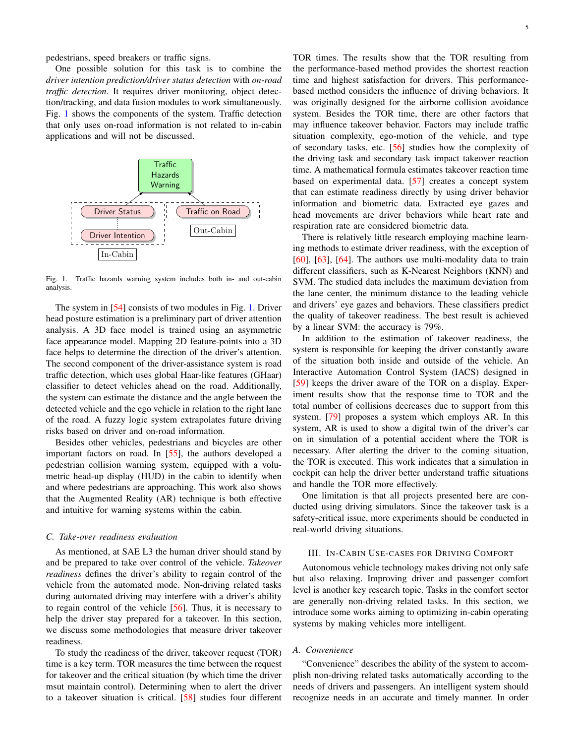pedestrians, speed breakers or traffic signs.

One possible solution for this task is to combine the *driver intention prediction/driver status detection* with *on-road traffic detection*. It requires driver monitoring, object detection/tracking, and data fusion modules to work simultaneously. Fig. 1 shows the components of the system. Traffic detection that only uses on-road information is not related to in-cabin applications and will not be discussed.

Fig. 1. Traffic hazards warning system includes both in- and out-cabin analysis.

The system in [54] consists of two modules in Fig. 1. Driver head posture estimation is a preliminary part of driver attention analysis. A 3D face model is trained using an asymmetric face appearance model. Mapping 2D feature-points into a 3D face helps to determine the direction of the driver's attention. The second component of the driver-assistance system is road traffic detection, which uses global Haar-like features (GHaar) classifier to detect vehicles ahead on the road. Additionally, the system can estimate the distance and the angle between the detected vehicle and the ego vehicle in relation to the right lane of the road. A fuzzy logic system extrapolates future driving risks based on driver and on-road information.

Besides other vehicles, pedestrians and bicycles are other important factors on road. In [55], the authors developed a pedestrian collision warning system, equipped with a volumetric head-up display (HUD) in the cabin to identify when and where pedestrians are approaching. This work also shows that the Augmented Reality (AR) technique is both effective and intuitive for warning systems within the cabin.

### C. Take-over readiness evaluation

As mentioned, at SAE L3 the human driver should stand by and be prepared to take over control of the vehicle. *Takeover readiness* defines the driver's ability to regain control of the vehicle from the automated mode. Non-driving related tasks during automated driving may interfere with a driver's ability to regain control of the vehicle [56]. Thus, it is necessary to help the driver stay prepared for a takeover. In this section, we discuss some methodologies that measure driver takeover readiness.

To study the readiness of the driver, takeover request (TOR) time is a key term. TOR measures the time between the request for takeover and the critical situation (by which time the driver msut maintain control). Determining when to alert the driver to a takeover situation is critical. [58] studies four different TOR times. The results show that the TOR resulting from the performance-based method provides the shortest reaction time and highest satisfaction for drivers. This performance-based method considers the influence of driving behaviors. It was originally designed for the airborne collision avoidance system. Besides the TOR time, there are other factors that may influence takeover behavior. Factors may include traffic situation complexity, ego-motion of the vehicle, and type of secondary tasks, etc. [56] studies how the complexity of the driving task and secondary task impact takeover reaction time. A mathematical formula estimates takeover reaction time based on experimental data. [57] creates a concept system that can estimate readiness directly by using driver behavior information and biometric data. Extracted eye gazes and head movements are driver behaviors while heart rate and respiration rate are considered biometric data.

There is relatively little research employing machine learning methods to estimate driver readiness, with the exception of [60], [63], [64]. The authors use multi-modality data to train different classifiers, such as K-Nearest Neighbors (KNN) and SVM. The studied data includes the maximum deviation from the lane center, the minimum distance to the leading vehicle and drivers' eye gazes and behaviors. These classifiers predict the quality of takeover readiness. The best result is achieved by a linear SVM: the accuracy is 79%.

In addition to the estimation of takeover readiness, the system is responsible for keeping the driver constantly aware of the situation both inside and outside of the vehicle. An Interactive Automation Control System (IACS) designed in [59] keeps the driver aware of the TOR on a display. Experiment results show that the response time to TOR and the total number of collisions decreases due to support from this system. [79] proposes a system which employs AR. In this system, AR is used to show a digital twin of the driver's car on in simulation of a potential accident where the TOR is necessary. After alerting the driver to the coming situation, the TOR is executed. This work indicates that a simulation in cockpit can help the driver better understand traffic situations and handle the TOR more effectively.

One limitation is that all projects presented here are conducted using driving simulators. Since the takeover task is a safety-critical issue, more experiments should be conducted in real-world driving situations.

## III. In-Cabin Use-cases for Driving Comfort

Autonomous vehicle technology makes driving not only safe but also relaxing. Improving driver and passenger comfort level is another key research topic. Tasks in the comfort sector are generally non-driving related tasks. In this section, we introduce some works aiming to optimizing in-cabin operating systems by making vehicles more intelligent.

### A. Convenience

"Convenience" describes the ability of the system to accomplish non-driving related tasks automatically according to the needs of drivers and passengers. An intelligent system should recognize needs in an accurate and timely manner. In order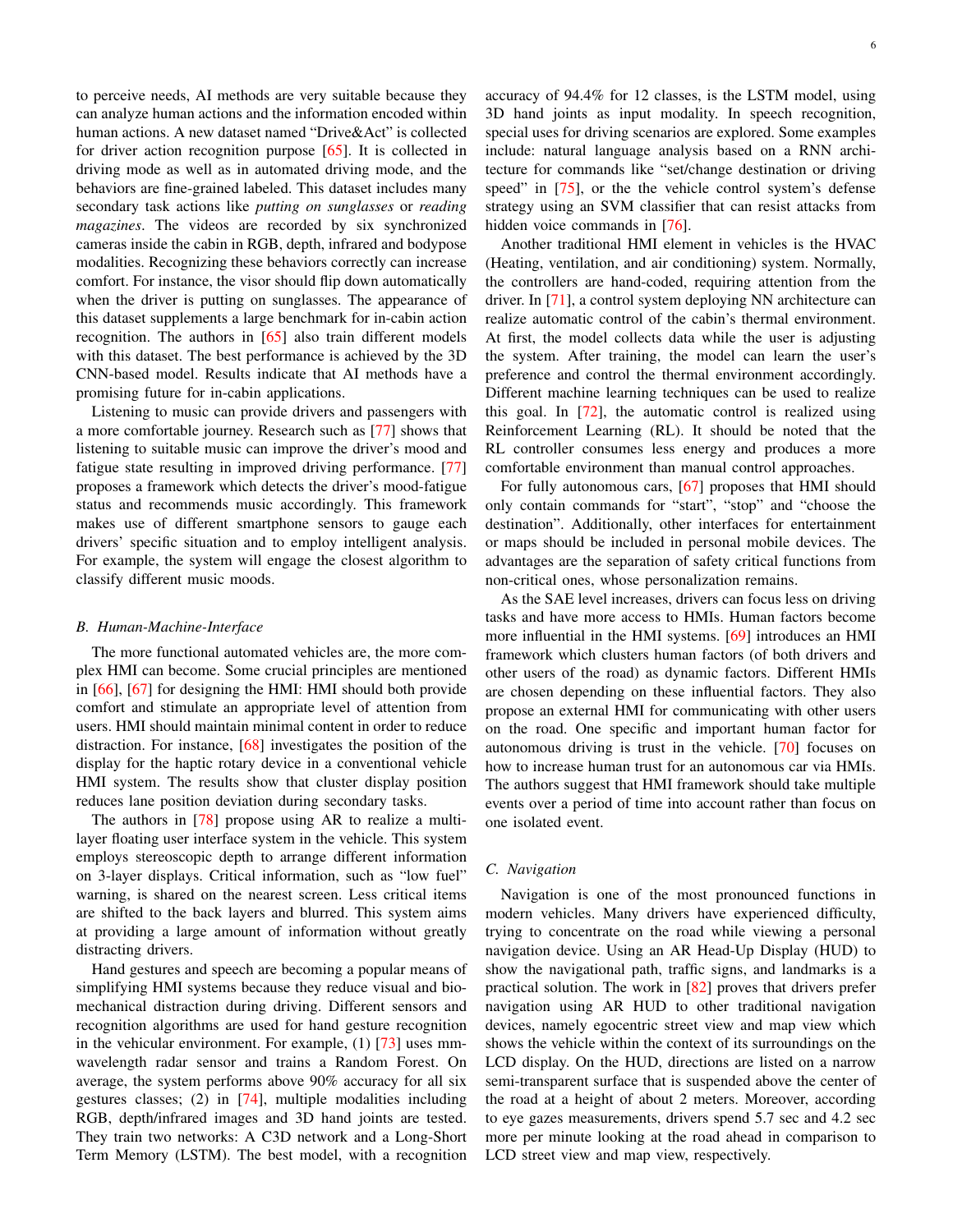to perceive needs, AI methods are very suitable because they can analyze human actions and the information encoded within human actions. A new dataset named "Drive&Act" is collected for driver action recognition purpose [65]. It is collected in driving mode as well as in automated driving mode, and the behaviors are fine-grained labeled. This dataset includes many secondary task actions like *putting on sunglasses* or *reading magazines*. The videos are recorded by six synchronized cameras inside the cabin in RGB, depth, infrared and bodypose modalities. Recognizing these behaviors correctly can increase comfort. For instance, the visor should flip down automatically when the driver is putting on sunglasses. The appearance of this dataset supplements a large benchmark for in-cabin action recognition. The authors in [65] also train different models with this dataset. The best performance is achieved by the 3D CNN-based model. Results indicate that AI methods have a promising future for in-cabin applications.

Listening to music can provide drivers and passengers with a more comfortable journey. Research such as [77] shows that listening to suitable music can improve the driver's mood and fatigue state resulting in improved driving performance. [77] proposes a framework which detects the driver's mood-fatigue status and recommends music accordingly. This framework makes use of different smartphone sensors to gauge each drivers' specific situation and to employ intelligent analysis. For example, the system will engage the closest algorithm to classify different music moods.

### B. Human-Machine-Interface

The more functional automated vehicles are, the more complex HMI can become. Some crucial principles are mentioned in [66], [67] for designing the HMI: HMI should both provide comfort and stimulate an appropriate level of attention from users. HMI should maintain minimal content in order to reduce distraction. For instance, [68] investigates the position of the display for the haptic rotary device in a conventional vehicle HMI system. The results show that cluster display position reduces lane position deviation during secondary tasks.

The authors in [78] propose using AR to realize a multi-layer floating user interface system in the vehicle. This system employs stereoscopic depth to arrange different information on 3-layer displays. Critical information, such as "low fuel" warning, is shared on the nearest screen. Less critical items are shifted to the back layers and blurred. This system aims at providing a large amount of information without greatly distracting drivers.

Hand gestures and speech are becoming a popular means of simplifying HMI systems because they reduce visual and bio-mechanical distraction during driving. Different sensors and recognition algorithms are used for hand gesture recognition in the vehicular environment. For example, (1) [73] uses mm-wavelength radar sensor and trains a Random Forest. On average, the system performs above 90% accuracy for all six gestures classes; (2) in [74], multiple modalities including RGB, depth/infrared images and 3D hand joints are tested. They train two networks: A C3D network and a Long-Short Term Memory (LSTM). The best model, with a recognition accuracy of 94.4% for 12 classes, is the LSTM model, using 3D hand joints as input modality. In speech recognition, special uses for driving scenarios are explored. Some examples include: natural language analysis based on a RNN architecture for commands like "set/change destination or driving speed" in [75], or the the vehicle control system's defense strategy using an SVM classifier that can resist attacks from hidden voice commands in [76].

Another traditional HMI element in vehicles is the HVAC (Heating, ventilation, and air conditioning) system. Normally, the controllers are hand-coded, requiring attention from the driver. In [71], a control system deploying NN architecture can realize automatic control of the cabin's thermal environment. At first, the model collects data while the user is adjusting the system. After training, the model can learn the user's preference and control the thermal environment accordingly. Different machine learning techniques can be used to realize this goal. In [72], the automatic control is realized using Reinforcement Learning (RL). It should be noted that the RL controller consumes less energy and produces a more comfortable environment than manual control approaches.

For fully autonomous cars, [67] proposes that HMI should only contain commands for "start", "stop" and "choose the destination". Additionally, other interfaces for entertainment or maps should be included in personal mobile devices. The advantages are the separation of safety critical functions from non-critical ones, whose personalization remains.

As the SAE level increases, drivers can focus less on driving tasks and have more access to HMIs. Human factors become more influential in the HMI systems. [69] introduces an HMI framework which clusters human factors (of both drivers and other users of the road) as dynamic factors. Different HMIs are chosen depending on these influential factors. They also propose an external HMI for communicating with other users on the road. One specific and important human factor for autonomous driving is trust in the vehicle. [70] focuses on how to increase human trust for an autonomous car via HMIs. The authors suggest that HMI framework should take multiple events over a period of time into account rather than focus on one isolated event.

### C. Navigation

Navigation is one of the most pronounced functions in modern vehicles. Many drivers have experienced difficulty, trying to concentrate on the road while viewing a personal navigation device. Using an AR Head-Up Display (HUD) to show the navigational path, traffic signs, and landmarks is a practical solution. The work in [82] proves that drivers prefer navigation using AR HUD to other traditional navigation devices, namely egocentric street view and map view which shows the vehicle within the context of its surroundings on the LCD display. On the HUD, directions are listed on a narrow semi-transparent surface that is suspended above the center of the road at a height of about 2 meters. Moreover, according to eye gazes measurements, drivers spend 5.7 sec and 4.2 sec more per minute looking at the road ahead in comparison to LCD street view and map view, respectively.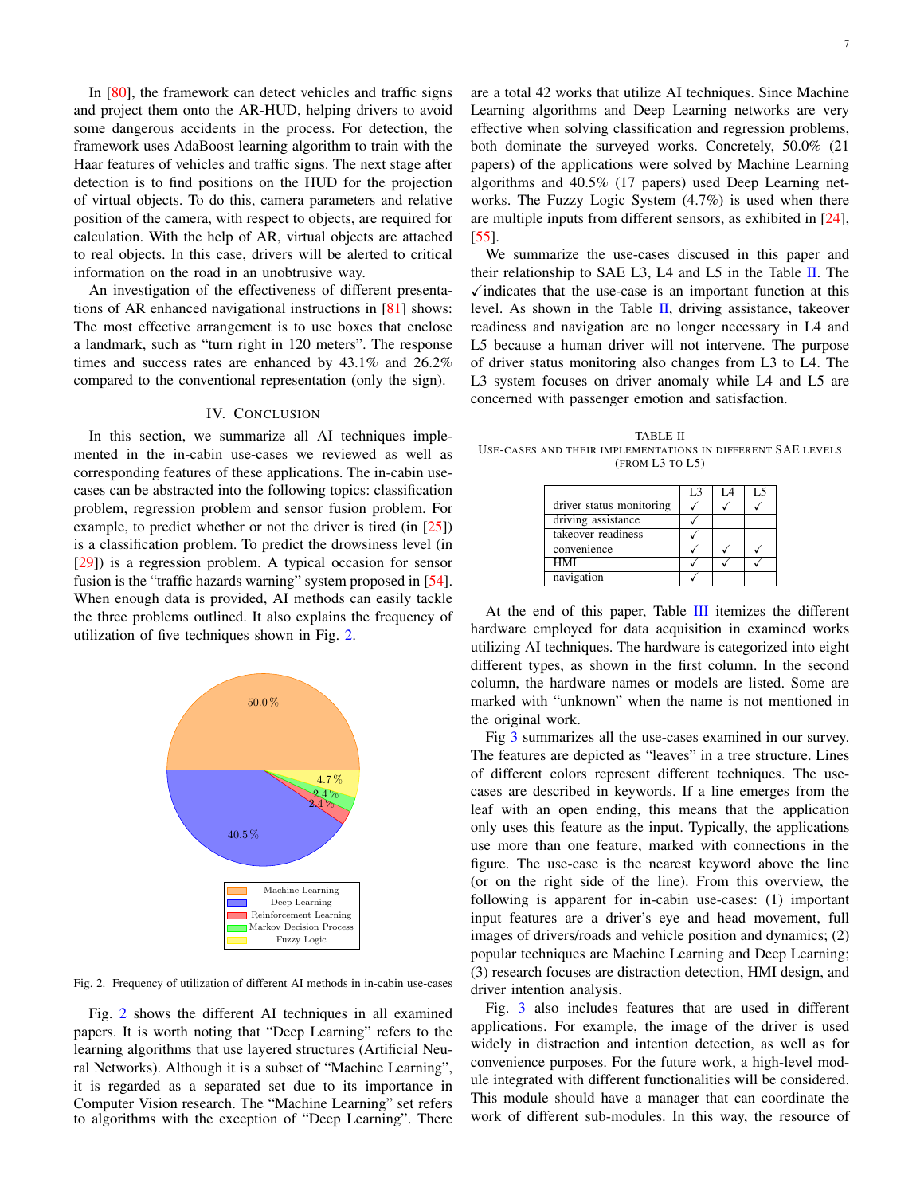In [80], the framework can detect vehicles and traffic signs and project them onto the AR-HUD, helping drivers to avoid some dangerous accidents in the process. For detection, the framework uses AdaBoost learning algorithm to train with the Haar features of vehicles and traffic signs. The next stage after detection is to find positions on the HUD for the projection of virtual objects. To do this, camera parameters and relative position of the camera, with respect to objects, are required for calculation. With the help of AR, virtual objects are attached to real objects. In this case, drivers will be alerted to critical information on the road in an unobtrusive way.

An investigation of the effectiveness of different presentations of AR enhanced navigational instructions in [81] shows: The most effective arrangement is to use boxes that enclose a landmark, such as "turn right in 120 meters". The response times and success rates are enhanced by 43.1% and 26.2% compared to the conventional representation (only the sign).

## IV. Conclusion

In this section, we summarize all AI techniques implemented in the in-cabin use-cases we reviewed as well as corresponding features of these applications. The in-cabin use-cases can be abstracted into the following topics: classification problem, regression problem and sensor fusion problem. For example, to predict whether or not the driver is tired (in [25]) is a classification problem. To predict the drowsiness level (in [29]) is a regression problem. A typical occasion for sensor fusion is the "traffic hazards warning" system proposed in [54]. When enough data is provided, AI methods can easily tackle the three problems outlined. It also explains the frequency of utilization of five techniques shown in Fig. 2.

Fig. 2. Frequency of utilization of different AI methods in in-cabin use-cases

Fig. 2 shows the different AI techniques in all examined papers. It is worth noting that "Deep Learning" refers to the learning algorithms that use layered structures (Artificial Neural Networks). Although it is a subset of "Machine Learning", it is regarded as a separated set due to its importance in Computer Vision research. The "Machine Learning" set refers to algorithms with the exception of "Deep Learning". There are a total 42 works that utilize AI techniques. Since Machine Learning algorithms and Deep Learning networks are very effective when solving classification and regression problems, both dominate the surveyed works. Concretely, 50.0% (21 papers) of the applications were solved by Machine Learning algorithms and 40.5% (17 papers) used Deep Learning networks. The Fuzzy Logic System (4.7%) is used when there are multiple inputs from different sensors, as exhibited in [24], [55].

We summarize the use-cases discused in this paper and their relationship to SAE L3, L4 and L5 in the Table II. The ✓ indicates that the use-case is an important function at this level. As shown in the Table II, driving assistance, takeover readiness and navigation are no longer necessary in L4 and L5 because a human driver will not intervene. The purpose of driver status monitoring also changes from L3 to L4. The L3 system focuses on driver anomaly while L4 and L5 are concerned with passenger emotion and satisfaction.

TABLE II
Use-cases and their implementations in different SAE levels (from L3 to L5)

| | L3 | L4 | L5 |
|---|---|---|---|
| driver status monitoring | ✓ | ✓ | ✓ |
| driving assistance | ✓ | | |
| takeover readiness | ✓ | | |
| convenience | ✓ | ✓ | ✓ |
| HMI | ✓ | ✓ | ✓ |
| navigation | ✓ | | |

At the end of this paper, Table III itemizes the different hardware employed for data acquisition in examined works utilizing AI techniques. The hardware is categorized into eight different types, as shown in the first column. In the second column, the hardware names or models are listed. Some are marked with "unknown" when the name is not mentioned in the original work.

Fig 3 summarizes all the use-cases examined in our survey. The features are depicted as "leaves" in a tree structure. Lines of different colors represent different techniques. The use-cases are described in keywords. If a line emerges from the leaf with an open ending, this means that the application only uses this feature as the input. Typically, the applications use more than one feature, marked with connections in the figure. The use-case is the nearest keyword above the line (or on the right side of the line). From this overview, the following is apparent for in-cabin use-cases: (1) important input features are a driver's eye and head movement, full images of drivers/roads and vehicle position and dynamics; (2) popular techniques are Machine Learning and Deep Learning; (3) research focuses are distraction detection, HMI design, and driver intention analysis.

Fig. 3 also includes features that are used in different applications. For example, the image of the driver is used widely in distraction and intention detection, as well as for convenience purposes. For the future work, a high-level module integrated with different functionalities will be considered. This module should have a manager that can coordinate the work of different sub-modules. In this way, the resource of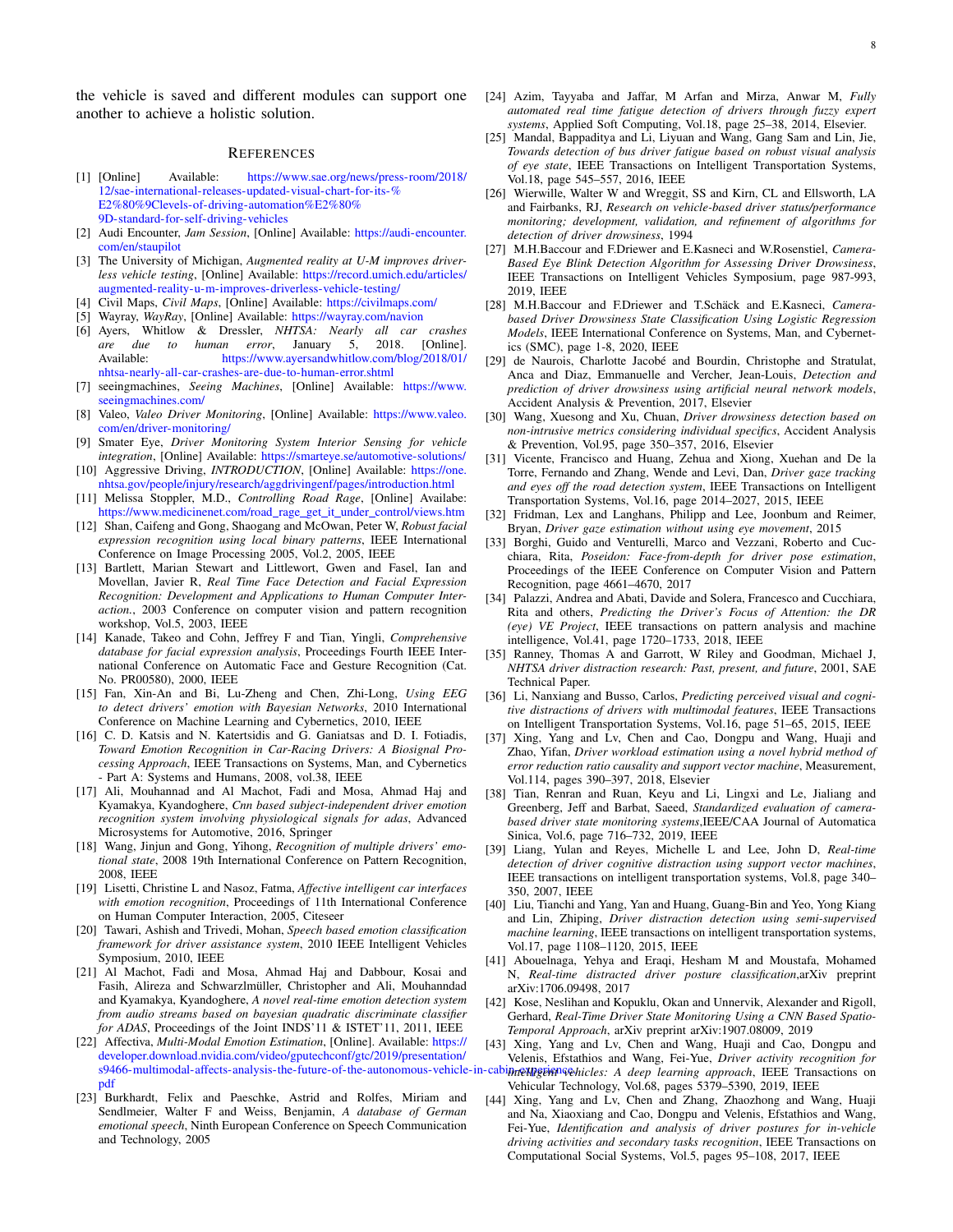the vehicle is saved and different modules can support one another to achieve a holistic solution.

## References

[1] [Online] Available: https://www.sae.org/news/press-room/2018/12/sae-international-releases-updated-visual-chart-for-its-%E2%80%9Clevels-of-driving-automation%E2%80%9D-standard-for-self-driving-vehicles

[2] Audi Encounter, *Jam Session*, [Online] Available: https://audi-encounter.com/en/staupilot

[3] The University of Michigan, *Augmented reality at U-M improves driverless vehicle testing*, [Online] Available: https://record.umich.edu/articles/augmented-reality-u-m-improves-driverless-vehicle-testing/

[4] Civil Maps, *Civil Maps*, [Online] Available: https://civilmaps.com/

[5] Wayray, *WayRay*, [Online] Available: https://wayray.com/navion

[6] Ayers, Whitlow & Dressler, *NHTSA: Nearly all car crashes are due to human error*, January 5, 2018. [Online]. Available: https://www.ayersandwhitlow.com/blog/2018/01/nhtsa-nearly-all-car-crashes-are-due-to-human-error.shtml

[7] seeingmachines, *Seeing Machines*, [Online] Available: https://www.seeingmachines.com/

[8] Valeo, *Valeo Driver Monitoring*, [Online] Available: https://www.valeo.com/en/driver-monitoring/

[9] Smater Eye, *Driver Monitoring System Interior Sensing for vehicle integration*, [Online] Available: https://smarteye.se/automotive-solutions/

[10] Aggressive Driving, *INTRODUCTION*, [Online] Available: https://one.nhtsa.gov/people/injury/research/aggdrivingenf/pages/introduction.html

[11] Melissa Stoppler, M.D., *Controlling Road Rage*, [Online] Availabe: https://www.medicinenet.com/road_rage_get_it_under_control/views.htm

[12] Shan, Caifeng and Gong, Shaogang and McOwan, Peter W, *Robust facial expression recognition using local binary patterns*, IEEE International Conference on Image Processing 2005, Vol.2, 2005, IEEE

[13] Bartlett, Marian Stewart and Littlewort, Gwen and Fasel, Ian and Movellan, Javier R, *Real Time Face Detection and Facial Expression Recognition: Development and Applications to Human Computer Interaction.*, 2003 Conference on computer vision and pattern recognition workshop, Vol.5, 2003, IEEE

[14] Kanade, Takeo and Cohn, Jeffrey F and Tian, Yingli, *Comprehensive database for facial expression analysis*, Proceedings Fourth IEEE International Conference on Automatic Face and Gesture Recognition (Cat. No. PR00580), 2000, IEEE

[15] Fan, Xin-An and Bi, Lu-Zheng and Chen, Zhi-Long, *Using EEG to detect drivers' emotion with Bayesian Networks*, 2010 International Conference on Machine Learning and Cybernetics, 2010, IEEE

[16] C. D. Katsis and N. Katertsidis and G. Ganiatsas and D. I. Fotiadis, *Toward Emotion Recognition in Car-Racing Drivers: A Biosignal Processing Approach*, IEEE Transactions on Systems, Man, and Cybernetics - Part A: Systems and Humans, 2008, vol.38, IEEE

[17] Ali, Mouhannad and Al Machot, Fadi and Mosa, Ahmad Haj and Kyamakya, Kyandoghere, *Cnn based subject-independent driver emotion recognition system involving physiological signals for adas*, Advanced Microsystems for Automotive, 2016, Springer

[18] Wang, Jinjun and Gong, Yihong, *Recognition of multiple drivers' emotional state*, 2008 19th International Conference on Pattern Recognition, 2008, IEEE

[19] Lisetti, Christine L and Nasoz, Fatma, *Affective intelligent car interfaces with emotion recognition*, Proceedings of 11th International Conference on Human Computer Interaction, 2005, Citeseer

[20] Tawari, Ashish and Trivedi, Mohan, *Speech based emotion classification framework for driver assistance system*, 2010 IEEE Intelligent Vehicles Symposium, 2010, IEEE

[21] Al Machot, Fadi and Mosa, Ahmad Haj and Dabbour, Kosai and Fasih, Alireza and Schwarzlmüller, Christopher and Ali, Mouhanndad and Kyamakya, Kyandoghere, *A novel real-time emotion detection system from audio streams based on bayesian quadratic discriminate classifier for ADAS*, Proceedings of the Joint INDS'11 & ISTET'11, 2011, IEEE

[22] Affectiva, *Multi-Modal Emotion Estimation*, [Online]. Available: https://developer.download.nvidia.com/video/gputechconf/gtc/2019/presentation/s9466-multimodal-affects-analysis-the-future-of-the-autonomous-vehicle-in-cabin-experience.pdf

[23] Burkhardt, Felix and Paeschke, Astrid and Rolfes, Miriam and Sendlmeier, Walter F and Weiss, Benjamin, *A database of German emotional speech*, Ninth European Conference on Speech Communication and Technology, 2005

[24] Azim, Tayyaba and Jaffar, M Arfan and Mirza, Anwar M, *Fully automated real time fatigue detection of drivers through fuzzy expert systems*, Applied Soft Computing, Vol.18, page 25–38, 2014, Elsevier.

[25] Mandal, Bappaditya and Li, Liyuan and Wang, Gang Sam and Lin, Jie, *Towards detection of bus driver fatigue based on robust visual analysis of eye state*, IEEE Transactions on Intelligent Transportation Systems, Vol.18, page 545–557, 2016, IEEE

[26] Wierwille, Walter W and Wreggit, SS and Kirn, CL and Ellsworth, LA and Fairbanks, RJ, *Research on vehicle-based driver status/performance monitoring; development, validation, and refinement of algorithms for detection of driver drowsiness*, 1994

[27] M.H.Baccour and F.Driewer and E.Kasneci and W.Rosenstiel, *Camera-Based Eye Blink Detection Algorithm for Assessing Driver Drowsiness*, IEEE Transactions on Intelligent Vehicles Symposium, page 987-993, 2019, IEEE

[28] M.H.Baccour and F.Driewer and T.Schäck and E.Kasneci, *Camera-based Driver Drowsiness State Classification Using Logistic Regression Models*, IEEE International Conference on Systems, Man, and Cybernetics (SMC), page 1-8, 2020, IEEE

[29] de Naurois, Charlotte Jacobé and Bourdin, Christophe and Stratulat, Anca and Diaz, Emmanuelle and Vercher, Jean-Louis, *Detection and prediction of driver drowsiness using artificial neural network models*, Accident Analysis & Prevention, 2017, Elsevier

[30] Wang, Xuesong and Xu, Chuan, *Driver drowsiness detection based on non-intrusive metrics considering individual specifics*, Accident Analysis & Prevention, Vol.95, page 350–357, 2016, Elsevier

[31] Vicente, Francisco and Huang, Zehua and Xiong, Xuehan and De la Torre, Fernando and Zhang, Wende and Levi, Dan, *Driver gaze tracking and eyes off the road detection system*, IEEE Transactions on Intelligent Transportation Systems, Vol.16, page 2014–2027, 2015, IEEE

[32] Fridman, Lex and Langhans, Philipp and Lee, Joonbum and Reimer, Bryan, *Driver gaze estimation without using eye movement*, 2015

[33] Borghi, Guido and Venturelli, Marco and Vezzani, Roberto and Cucchiara, Rita, *Poseidon: Face-from-depth for driver pose estimation*, Proceedings of the IEEE Conference on Computer Vision and Pattern Recognition, page 4661–4670, 2017

[34] Palazzi, Andrea and Abati, Davide and Solera, Francesco and Cucchiara, Rita and others, *Predicting the Driver's Focus of Attention: the DR (eye) VE Project*, IEEE transactions on pattern analysis and machine intelligence, Vol.41, page 1720–1733, 2018, IEEE

[35] Ranney, Thomas A and Garrott, W Riley and Goodman, Michael J, *NHTSA driver distraction research: Past, present, and future*, 2001, SAE Technical Paper.

[36] Li, Nanxiang and Busso, Carlos, *Predicting perceived visual and cognitive distractions of drivers with multimodal features*, IEEE Transactions on Intelligent Transportation Systems, Vol.16, page 51–65, 2015, IEEE

[37] Xing, Yang and Lv, Chen and Cao, Dongpu and Wang, Huaji and Zhao, Yifan, *Driver workload estimation using a novel hybrid method of error reduction ratio causality and support vector machine*, Measurement, Vol.114, pages 390–397, 2018, Elsevier

[38] Tian, Renran and Ruan, Keyu and Li, Lingxi and Le, Jialiang and Greenberg, Jeff and Barbat, Saeed, *Standardized evaluation of camera-based driver state monitoring systems*,IEEE/CAA Journal of Automatica Sinica, Vol.6, page 716–732, 2019, IEEE

[39] Liang, Yulan and Reyes, Michelle L and Lee, John D, *Real-time detection of driver cognitive distraction using support vector machines*, IEEE transactions on intelligent transportation systems, Vol.8, page 340–350, 2007, IEEE

[40] Liu, Tianchi and Yang, Yan and Huang, Guang-Bin and Yeo, Yong Kiang and Lin, Zhiping, *Driver distraction detection using semi-supervised machine learning*, IEEE transactions on intelligent transportation systems, Vol.17, page 1108–1120, 2015, IEEE

[41] Abouelnaga, Yehya and Eraqi, Hesham M and Moustafa, Mohamed N, *Real-time distracted driver posture classification*,arXiv preprint arXiv:1706.09498, 2017

[42] Kose, Neslihan and Kopuklu, Okan and Unnervik, Alexander and Rigoll, Gerhard, *Real-Time Driver State Monitoring Using a CNN Based Spatio-Temporal Approach*, arXiv preprint arXiv:1907.08009, 2019

[43] Xing, Yang and Lv, Chen and Wang, Huaji and Cao, Dongpu and Velenis, Efstathios and Wang, Fei-Yue, *Driver activity recognition for intelligent vehicles: A deep learning approach*, IEEE Transactions on Vehicular Technology, Vol.68, pages 5379–5390, 2019, IEEE

[44] Xing, Yang and Lv, Chen and Zhang, Zhaozhong and Wang, Huaji and Na, Xiaoxiang and Cao, Dongpu and Velenis, Efstathios and Wang, Fei-Yue, *Identification and analysis of driver postures for in-vehicle driving activities and secondary tasks recognition*, IEEE Transactions on Computational Social Systems, Vol.5, pages 95–108, 2017, IEEE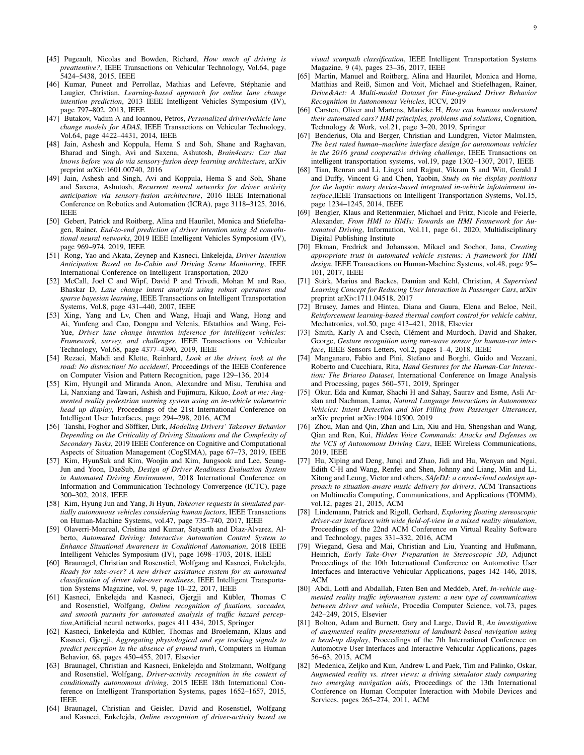[45] Pugeault, Nicolas and Bowden, Richard, *How much of driving is preattentive?*, IEEE Transactions on Vehicular Technology, Vol.64, page 5424–5438, 2015, IEEE

[46] Kumar, Puneet and Perrollaz, Mathias and Lefevre, Stéphanie and Laugier, Christian, *Learning-based approach for online lane change intention prediction*, 2013 IEEE Intelligent Vehicles Symposium (IV), page 797–802, 2013, IEEE

[47] Butakov, Vadim A and Ioannou, Petros, *Personalized driver/vehicle lane change models for ADAS*, IEEE Transactions on Vehicular Technology, Vol.64, page 4422–4431, 2014, IEEE

[48] Jain, Ashesh and Koppula, Hema S and Soh, Shane and Raghavan, Bharad and Singh, Avi and Saxena, Ashutosh, *Brain4cars: Car that knows before you do via sensory-fusion deep learning architecture*, arXiv preprint arXiv:1601.00740, 2016

[49] Jain, Ashesh and Singh, Avi and Koppula, Hema S and Soh, Shane and Saxena, Ashutosh, *Recurrent neural networks for driver activity anticipation via sensory-fusion architecture*, 2016 IEEE International Conference on Robotics and Automation (ICRA), page 3118–3125, 2016, IEEE

[50] Gebert, Patrick and Roitberg, Alina and Haurilet, Monica and Stiefelhagen, Rainer, *End-to-end prediction of driver intention using 3d convolutional neural networks*, 2019 IEEE Intelligent Vehicles Symposium (IV), page 969–974, 2019, IEEE

[51] Rong, Yao and Akata, Zeynep and Kasneci, Enkelejda, *Driver Intention Anticipation Based on In-Cabin and Driving Scene Monitoring*, IEEE International Conference on Intelligent Transportation, 2020

[52] McCall, Joel C and Wipf, David P and Trivedi, Mohan M and Rao, Bhaskar D, *Lane change intent analysis using robust operators and sparse bayesian learning*, IEEE Transactions on Intelligent Transportation Systems, Vol.8, page 431–440, 2007, IEEE

[53] Xing, Yang and Lv, Chen and Wang, Huaji and Wang, Hong and Ai, Yunfeng and Cao, Dongpu and Velenis, Efstathios and Wang, Fei-Yue, *Driver lane change intention inference for intelligent vehicles: Framework, survey, and challenges*, IEEE Transactions on Vehicular Technology, Vol.68, page 4377–4390, 2019, IEEE

[54] Rezaei, Mahdi and Klette, Reinhard, *Look at the driver, look at the road: No distraction! No accident!*, Proceedings of the IEEE Conference on Computer Vision and Pattern Recognition, page 129–136, 2014

[55] Kim, Hyungil and Miranda Anon, Alexandre and Misu, Teruhisa and Li, Nanxiang and Tawari, Ashish and Fujimura, Kikuo, *Look at me: Augmented reality pedestrian warning system using an in-vehicle volumetric head up display*, Proceedings of the 21st International Conference on Intelligent User Interfaces, page 294–298, 2016, ACM

[56] Tanshi, Foghor and Söffker, Dirk, *Modeling Drivers' Takeover Behavior Depending on the Criticality of Driving Situations and the Complexity of Secondary Tasks*, 2019 IEEE Conference on Cognitive and Computational Aspects of Situation Management (CogSIMA), page 67–73, 2019, IEEE

[57] Kim, HyunSuk and Kim, Woojin and Kim, Jungsook and Lee, Seung-Jun and Yoon, DaeSub, *Design of Driver Readiness Evaluation System in Automated Driving Environment*, 2018 International Conference on Information and Communication Technology Convergence (ICTC), page 300–302, 2018, IEEE

[58] Kim, Hyung Jun and Yang, Ji Hyun, *Takeover requests in simulated partially autonomous vehicles considering human factors*, IEEE Transactions on Human-Machine Systems, vol.47, page 735–740, 2017, IEEE

[59] Olaverri-Monreal, Cristina and Kumar, Satyarth and Dìaz-Àlvarez, Alberto, *Automated Driving: Interactive Automation Control System to Enhance Situational Awareness in Conditional Automation*, 2018 IEEE Intelligent Vehicles Symposium (IV), page 1698–1703, 2018, IEEE

[60] Braunagel, Christian and Rosenstiel, Wolfgang and Kasneci, Enkelejda, *Ready for take-over? A new driver assistance system for an automated classification of driver take-over readiness*, IEEE Intelligent Transportation Systems Magazine, vol. 9, page 10–22, 2017, IEEE

[61] Kasneci, Enkelejda and Kasneci, Gjergji and Kübler, Thomas C and Rosenstiel, Wolfgang, *Online recognition of fixations, saccades, and smooth pursuits for automated analysis of traffic hazard perception*,Artificial neural networks, pages 411 434, 2015, Springer

[62] Kasneci, Enkelejda and Kübler, Thomas and Broelemann, Klaus and Kasneci, Gjergji, *Aggregating physiological and eye tracking signals to predict perception in the absence of ground truth*, Computers in Human Behavior, 68, pages 450–455, 2017, Elsevier

[63] Braunagel, Christian and Kasneci, Enkelejda and Stolzmann, Wolfgang and Rosenstiel, Wolfgang, *Driver-activity recognition in the context of conditionally autonomous driving*, 2015 IEEE 18th International Conference on Intelligent Transportation Systems, pages 1652–1657, 2015, IEEE

[64] Braunagel, Christian and Geisler, David and Rosenstiel, Wolfgang and Kasneci, Enkelejda, *Online recognition of driver-activity based on visual scanpath classification*, IEEE Intelligent Transportation Systems Magazine, 9 (4), pages 23–36, 2017, IEEE

[65] Martin, Manuel and Roitberg, Alina and Haurilet, Monica and Horne, Matthias and Reiß, Simon and Voit, Michael and Stiefelhagen, Rainer, *Drive&Act: A Multi-modal Dataset for Fine-grained Driver Behavior Recognition in Autonomous Vehicles*, ICCV, 2019

[66] Carsten, Oliver and Martens, Marieke H, *How can humans understand their automated cars? HMI principles, problems and solutions*, Cognition, Technology & Work, vol.21, page 3–20, 2019, Springer

[67] Benderius, Ola and Berger, Christian and Lundgren, Victor Malmsten, *The best rated human–machine interface design for autonomous vehicles in the 2016 grand cooperative driving challenge*, IEEE Transactions on intelligent transportation systems, vol.19, page 1302–1307, 2017, IEEE

[68] Tian, Renran and Li, Lingxi and Rajput, Vikram S and Witt, Gerald J and Duffy, Vincent G and Chen, Yaobin, *Study on the display positions for the haptic rotary device-based integrated in-vehicle infotainment interface*,IEEE Transactions on Intelligent Transportation Systems, Vol.15, page 1234–1245, 2014, IEEE

[69] Bengler, Klaus and Rettenmaier, Michael and Fritz, Nicole and Feierle, Alexander, *From HMI to HMIs: Towards an HMI Framework for Automated Driving*, Information, Vol.11, page 61, 2020, Multidisciplinary Digital Publishing Institute

[70] Ekman, Fredrick and Johansson, Mikael and Sochor, Jana, *Creating appropriate trust in automated vehicle systems: A framework for HMI design*, IEEE Transactions on Human-Machine Systems, vol.48, page 95–101, 2017, IEEE

[71] Stärk, Marius and Backes, Damian and Kehl, Christian, *A Supervised Learning Concept for Reducing User Interaction in Passenger Cars*, arXiv preprint arXiv:1711.04518, 2017

[72] Brusey, James and Hintea, Diana and Gaura, Elena and Beloe, Neil, *Reinforcement learning-based thermal comfort control for vehicle cabins*, Mechatronics, vol.50, page 413–421, 2018, Elsevier

[73] Smith, Karly A and Csech, Clément and Murdoch, David and Shaker, George, *Gesture recognition using mm-wave sensor for human-car interface*, IEEE Sensors Letters, vol.2, pages 1–4, 2018, IEEE

[74] Manganaro, Fabio and Pini, Stefano and Borghi, Guido and Vezzani, Roberto and Cucchiara, Rita, *Hand Gestures for the Human-Car Interaction: The Briareo Dataset*, International Conference on Image Analysis and Processing, pages 560–571, 2019, Springer

[75] Okur, Eda and Kumar, Shachi H and Sahay, Saurav and Esme, Asli Arslan and Nachman, Lama, *Natural Language Interactions in Autonomous Vehicles: Intent Detection and Slot Filling from Passenger Utterances*, arXiv preprint arXiv:1904.10500, 2019

[76] Zhou, Man and Qin, Zhan and Lin, Xiu and Hu, Shengshan and Wang, Qian and Ren, Kui, *Hidden Voice Commands: Attacks and Defenses on the VCS of Autonomous Driving Cars*, IEEE Wireless Communications, 2019, IEEE

[77] Hu, Xiping and Deng, Junqi and Zhao, Jidi and Hu, Wenyan and Ngai, Edith C-H and Wang, Renfei and Shen, Johnny and Liang, Min and Li, Xitong and Leung, Victor and others, *SAfeDJ: a crowd-cloud codesign approach to situation-aware music delivery for drivers*, ACM Transactions on Multimedia Computing, Communications, and Applications (TOMM), vol.12, pages 21, 2015, ACM

[78] Lindemann, Patrick and Rigoll, Gerhard, *Exploring floating stereoscopic driver-car interfaces with wide field-of-view in a mixed reality simulation*, Proceedings of the 22nd ACM Conference on Virtual Reality Software and Technology, pages 331–332, 2016, ACM

[79] Wiegand, Gesa and Mai, Christian and Liu, Yuanting and Hußmann, Heinrich, *Early Take-Over Preparation in Stereoscopic 3D*, Adjunct Proceedings of the 10th International Conference on Automotive User Interfaces and Interactive Vehicular Applications, pages 142–146, 2018, ACM

[80] Abdi, Lotfi and Abdallah, Faten Ben and Meddeb, Aref, *In-vehicle augmented reality traffic information system: a new type of communication between driver and vehicle*, Procedia Computer Science, vol.73, pages 242–249, 2015, Elsevier

[81] Bolton, Adam and Burnett, Gary and Large, David R, *An investigation of augmented reality presentations of landmark-based navigation using a head-up display*, Proceedings of the 7th International Conference on Automotive User Interfaces and Interactive Vehicular Applications, pages 56–63, 2015, ACM

[82] Medenica, Zeljko and Kun, Andrew L and Paek, Tim and Palinko, Oskar, *Augmented reality vs. street views: a driving simulator study comparing two emerging navigation aids*, Proceedings of the 13th International Conference on Human Computer Interaction with Mobile Devices and Services, pages 265–274, 2011, ACM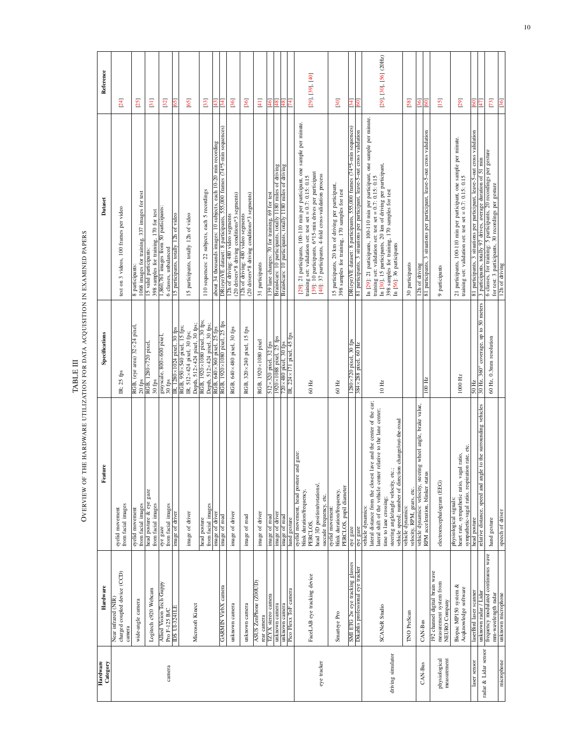TABLE III

OVERVIEW OF THE HARDWARE UTILIZATION FOR DATA ACQUISITION IN EXAMINED PAPERS

| Hardware Category | Hardware | Feature | Specifications | Dataset | Reference |
|---|---|---|---|---|---|
| camera | Near infrared (NIR) charged coupled device (CCD) camera | eyelid movement from facial images | IR, 25 fps | test on 3 videos, 100 frames per video | [24] |
| | wide-angle camera | eyelid movement from facial images | RGB, (eye area) 32×24 pixel, 20 fps | 8 participants; 1068 images for training, 337 images for test | [25] |
| | Logitech c920 Webcam | head posture & eye gaze from facial images | RGB, 1280×720 pixel, 30 fps | 15 valid participants; 398 samples for training, 170 for test | [31] |
| | Allied Vision Tech Guppy Pro F-125 B/C | eye gaze from facial images | grayscale, 800×600 pixel, 30 fps | 1,860,761 images from 50 participants; 6 classes, unbalanced | [32] |
| | IDS UI-3241LE | image of driver | IR, 1280×1024 pixel, 30 fps | 15 participants, totally 12h of video | [65] |
| | Microsoft Kinect | image of driver | RGB, 950×540 pixel, 15 fps; IR, 512×424 pixel, 30 fps; Depth, 512×424 pixel, 30 fps; | 15 participants, totally 12h of video | [65] |
| | | head posture from facial images | RGB, 1920×1080 pixel, 30 fps; Depth, 512×424 pixel, 30 fps; | 110 sequences; 22 subjects, each 5 recordings | [33] |
| | GARMIN VirbX camera | image of driver | RGB, 640×360 pixel, 25 fps | about 34 thousands images; 10 subjects, each 10-20 min recording | [43] |
| | | image of road | RGB, 1920×1080 pixel, 25 fps | DR(eye)VE dataset: 8 participants, 555,000 frames (74*5-min sequences) | [34] |
| | unknown camera | image of driver | RGB, 640×480 pixel, 30 fps | 12h of driving: 480 video segments (20 drivers*8 driving conditions*3 segments) | [36] |
| | unknown camera | image of road | RGB, 320×240 pixel, 15 fps | 12h of driving: 480 video segments (20 drivers*8 driving conditions*3 segments) | [36] |
| | ASUS ZenPhone (Z00UD) rear camera | image of driver | RGB, 1920×1080 pixel | 31 participants | [41] |
| | TZYX stereo camera | image of road | 512×320 pixel, 32 fps | 139 lane changes: 70 for training, 69 for test | [46] |
| | unknown camera | image of driver | 1920×1088 pixel, 25 fps | Brain4cars: 10 participants, totally 1180 miles of driving | [48] |
| | unknown camera | image of road | 720×480 pixel, 30 fps | Brain4cars: 10 participants, totally 1180 miles of driving | [48] |
| | Pico Flexx ToF camera | hand gesture | IR, 224×171 pixel, 45 fps | | [74] |
| eye tracker | FaceLAB eye tracking device | eyelid movement, head posture and gaze: blink duration/frequency, PERCLOS, head 3D position/rotations/, saccade frequency, etc. | 60 Hz | [29]: 21 participants, 100-110 min per participant, one sample per minute. training set: validation set: test set = 0.7: 0.15: 0.15 [39]: 10 participants, 6*15-min drives per participant [40]: 37 participants, 4-fold cross-validation process | [29], [39], [40] |
| | Smarteye Pro | eyelid movement: blink duration/frequency, PERCLOS, pupil diameter | 60 Hz | 15 participants, 20 km of driving per participant, 398 samples for training, 170 samples for test | [30] |
| | SMI ETG 2w eye tracking glasses | eye gaze | 1280×720 pixel, 30 fps | DR(eye)VE dataset: 8 participants, 555,000 frames (74*5-min sequences) | [34] |
| | Dikablis professional eye tracker | eye gaze | 384×288 pixel, 60 Hz | 81 participants, 3 situations per participant, leave-5-out cross validation | [60] |
| driving simulator | SCANeR Studio | vehicle dynamics: lateral distance from the closest lane and the center of the car; lateral shift of the vehicle center relative to the lane center; time to lane crossing; steering angle/angle velocity, etc.; vehicle speed; number of direction change/out-the-road | 10 Hz | In [29]: 21 participants, 100-110 min per participant, one sample per minute. training set: validation set: test set = 0.7: 0.15: 0.15 In [30], 15 participants, 20 km of driving per participant, 398 samples for training, 170 samples for test In [56]: 36 participants | [29], [30], [56] (20Hz) |
| | TNO PreScan | vehicle dynamics: velocity, RPM, gears, etc. | | 30 participants | [58] |
| CAN-Bus | CAN-Bus | vehicle dynamics: velocity, steering wheel angle, brake value, RPM acceleration, blinker status | 100 Hz | 12h of driving | [36] |
| | | | | 81 participants, 3 situations per participant, leave-5-out cross validation | [60] |
| physiological measurement | 192 channel digital brain wave measurement system from NEURO Company | electroencephalogram (EEG) | | 9 participants | [15] |
| | Biopac MP150 system & Acqknowledge software | physiological signals: heart rate, sympathetic ratio, vagal ratio, sympathetic-vagal ratio, respiration rate, etc. | 1000 Hz | 21 participants, 100-110 min per participant, one sample per minute. training set: validation set: test set = 0.7: 0.15: 0.15 | [29] |
| laser sensor | laserBird laser scanner | head posture | 50 Hz | 81 participants, 3 situations per participant, leave-5-out cross validation | [60] |
| radar & Lidar sensor | unknown radar / Lidar | relative distance, speed and angle to the surrounding vehicles | 30 Hz, 360° coverage, up to 50 meters | 3 participants, totally 97 drives, average duration of 51 min | [47] |
| | frequency modulated continuous wave mm-wavelength radar | hand gesture | 60 Hz, 0.3mm resolution | 6 classes, for training: 5 participants, 20 recordings per gesture for test: 3 participants, 30 recordings per gesture | [73] |
| microphone | unknown microphone | speech of driver | | 12h of driving | [36] |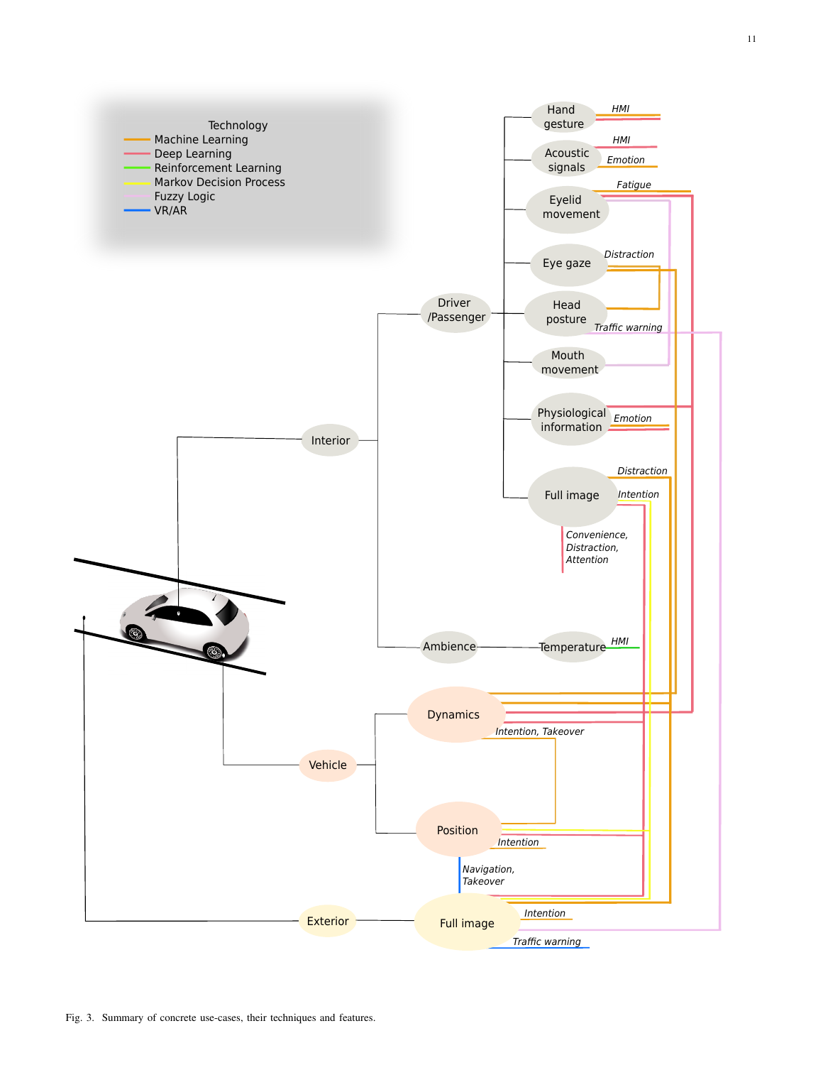Technology
Machine Learning
Deep Learning
Reinforcement Learning
Markov Decision Process
Fuzzy Logic
VR/AR

Interior
Driver /Passenger
Hand gesture
HMI
Acoustic signals
HMI
Emotion
Eyelid movement
Fatigue
Eye gaze
Distraction
Head posture
Traffic warning
Mouth movement
Physiological information
Emotion
Full image
Distraction
Intention
Convenience, Distraction, Attention
Ambience
Temperature
HMI
Vehicle
Dynamics
Intention, Takeover
Position
Intention
Navigation, Takeover
Exterior
Full image
Intention
Traffic warning

Fig. 3. Summary of concrete use-cases, their techniques and features.